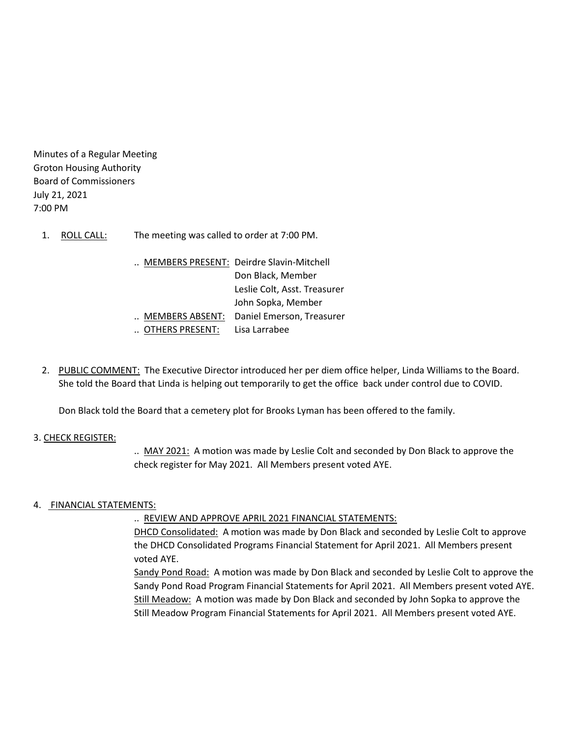Minutes of a Regular Meeting
Groton Housing Authority
Board of Commissioners
July 21, 2021
7:00 PM

1. <u>ROLL CALL:</u> The meeting was called to order at 7:00 PM.

   .. <u>MEMBERS PRESENT:</u> Deirdre Slavin-Mitchell
   Don Black, Member
   Leslie Colt, Asst. Treasurer
   John Sopka, Member
   .. <u>MEMBERS ABSENT:</u> Daniel Emerson, Treasurer
   .. <u>OTHERS PRESENT:</u> Lisa Larrabee

2. <u>PUBLIC COMMENT:</u> The Executive Director introduced her per diem office helper, Linda Williams to the Board. She told the Board that Linda is helping out temporarily to get the office back under control due to COVID.

   Don Black told the Board that a cemetery plot for Brooks Lyman has been offered to the family.

3. <u>CHECK REGISTER:</u>

   .. <u>MAY 2021:</u> A motion was made by Leslie Colt and seconded by Don Black to approve the check register for May 2021. All Members present voted AYE.

4. <u>FINANCIAL STATEMENTS:</u>

   .. <u>REVIEW AND APPROVE APRIL 2021 FINANCIAL STATEMENTS:</u>
   <u>DHCD Consolidated:</u> A motion was made by Don Black and seconded by Leslie Colt to approve the DHCD Consolidated Programs Financial Statement for April 2021. All Members present voted AYE.
   <u>Sandy Pond Road:</u> A motion was made by Don Black and seconded by Leslie Colt to approve the Sandy Pond Road Program Financial Statements for April 2021. All Members present voted AYE.
   <u>Still Meadow:</u> A motion was made by Don Black and seconded by John Sopka to approve the Still Meadow Program Financial Statements for April 2021. All Members present voted AYE.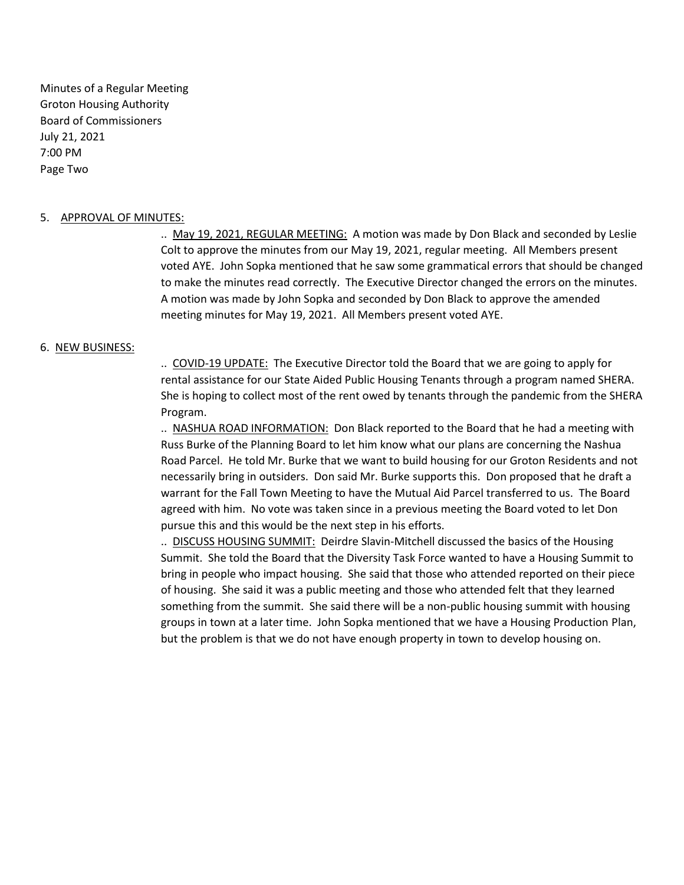Minutes of a Regular Meeting
Groton Housing Authority
Board of Commissioners
July 21, 2021
7:00 PM
Page Two

5. <u>APPROVAL OF MINUTES:</u>

.. <u>May 19, 2021, REGULAR MEETING:</u> A motion was made by Don Black and seconded by Leslie Colt to approve the minutes from our May 19, 2021, regular meeting. All Members present voted AYE. John Sopka mentioned that he saw some grammatical errors that should be changed to make the minutes read correctly. The Executive Director changed the errors on the minutes. A motion was made by John Sopka and seconded by Don Black to approve the amended meeting minutes for May 19, 2021. All Members present voted AYE.

6. <u>NEW BUSINESS:</u>

.. <u>COVID-19 UPDATE:</u> The Executive Director told the Board that we are going to apply for rental assistance for our State Aided Public Housing Tenants through a program named SHERA. She is hoping to collect most of the rent owed by tenants through the pandemic from the SHERA Program.

.. <u>NASHUA ROAD INFORMATION:</u> Don Black reported to the Board that he had a meeting with Russ Burke of the Planning Board to let him know what our plans are concerning the Nashua Road Parcel. He told Mr. Burke that we want to build housing for our Groton Residents and not necessarily bring in outsiders. Don said Mr. Burke supports this. Don proposed that he draft a warrant for the Fall Town Meeting to have the Mutual Aid Parcel transferred to us. The Board agreed with him. No vote was taken since in a previous meeting the Board voted to let Don pursue this and this would be the next step in his efforts.

.. <u>DISCUSS HOUSING SUMMIT:</u> Deirdre Slavin-Mitchell discussed the basics of the Housing Summit. She told the Board that the Diversity Task Force wanted to have a Housing Summit to bring in people who impact housing. She said that those who attended reported on their piece of housing. She said it was a public meeting and those who attended felt that they learned something from the summit. She said there will be a non-public housing summit with housing groups in town at a later time. John Sopka mentioned that we have a Housing Production Plan, but the problem is that we do not have enough property in town to develop housing on.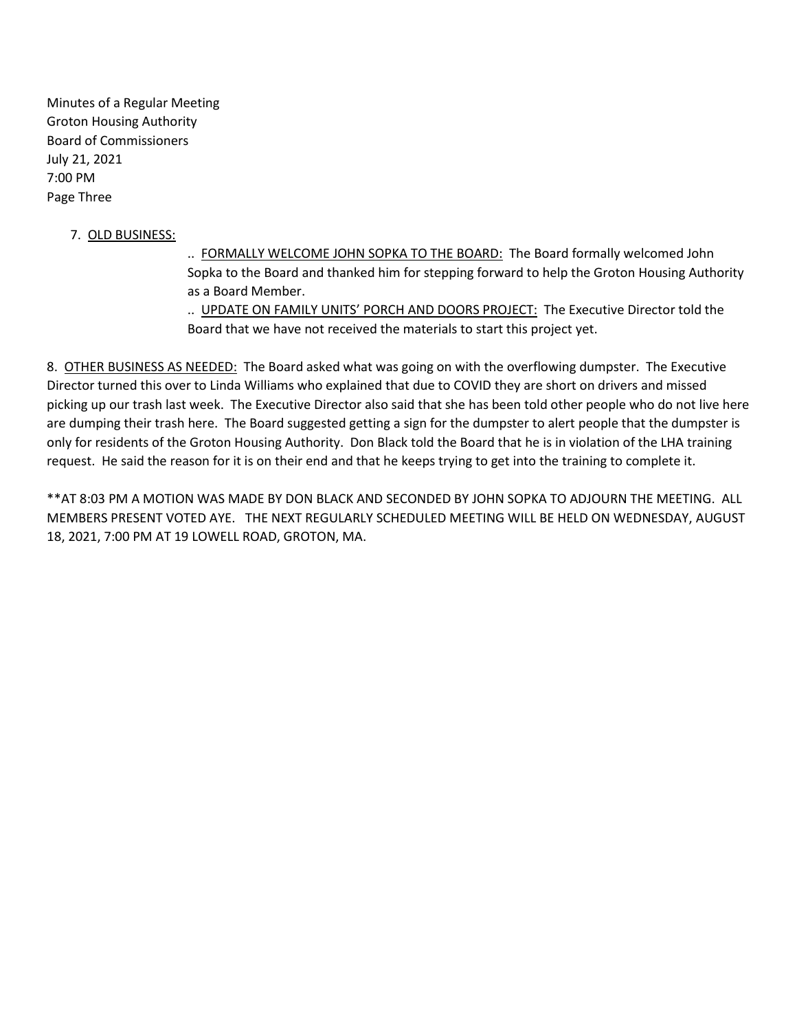Minutes of a Regular Meeting
Groton Housing Authority
Board of Commissioners
July 21, 2021
7:00 PM
Page Three

7. OLD BUSINESS:

.. FORMALLY WELCOME JOHN SOPKA TO THE BOARD: The Board formally welcomed John Sopka to the Board and thanked him for stepping forward to help the Groton Housing Authority as a Board Member.

.. UPDATE ON FAMILY UNITS' PORCH AND DOORS PROJECT: The Executive Director told the Board that we have not received the materials to start this project yet.

8. OTHER BUSINESS AS NEEDED: The Board asked what was going on with the overflowing dumpster. The Executive Director turned this over to Linda Williams who explained that due to COVID they are short on drivers and missed picking up our trash last week. The Executive Director also said that she has been told other people who do not live here are dumping their trash here. The Board suggested getting a sign for the dumpster to alert people that the dumpster is only for residents of the Groton Housing Authority. Don Black told the Board that he is in violation of the LHA training request. He said the reason for it is on their end and that he keeps trying to get into the training to complete it.

**AT 8:03 PM A MOTION WAS MADE BY DON BLACK AND SECONDED BY JOHN SOPKA TO ADJOURN THE MEETING. ALL MEMBERS PRESENT VOTED AYE. THE NEXT REGULARLY SCHEDULED MEETING WILL BE HELD ON WEDNESDAY, AUGUST 18, 2021, 7:00 PM AT 19 LOWELL ROAD, GROTON, MA.